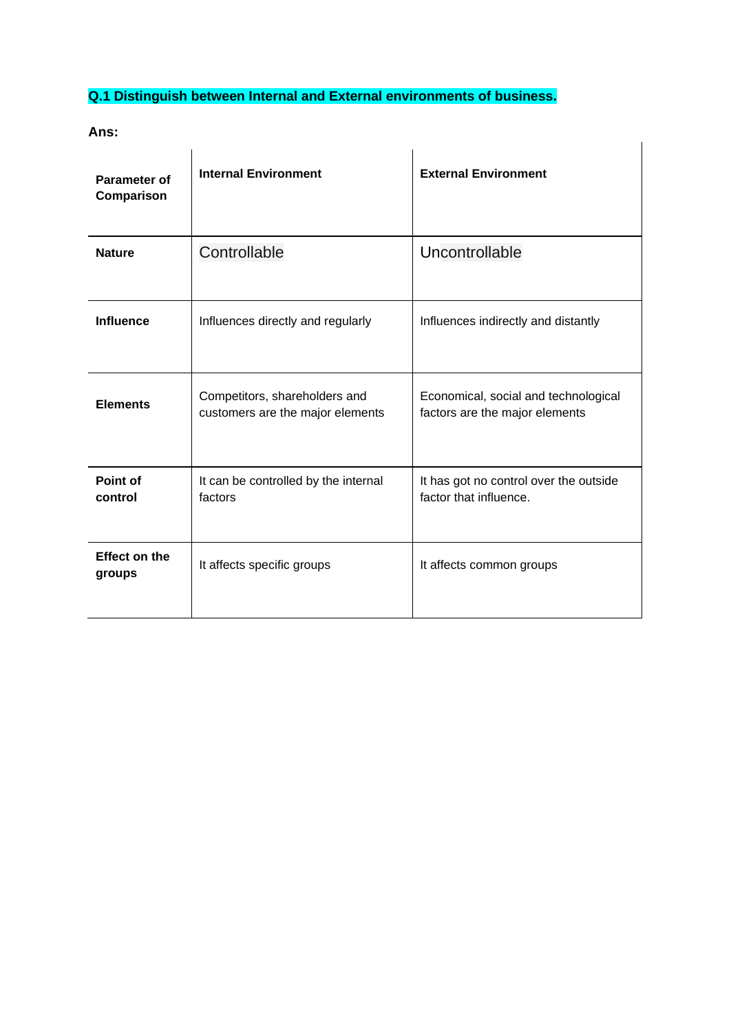**Q.1 Distinguish between Internal and External environments of business.**

**Ans:**

| **Parameter of Comparison** | **Internal Environment** | **External Environment** |
|---|---|---|
| **Nature** | Controllable | Uncontrollable |
| **Influence** | Influences directly and regularly | Influences indirectly and distantly |
| **Elements** | Competitors, shareholders and customers are the major elements | Economical, social and technological factors are the major elements |
| **Point of control** | It can be controlled by the internal factors | It has got no control over the outside factor that influence. |
| **Effect on the groups** | It affects specific groups | It affects common groups |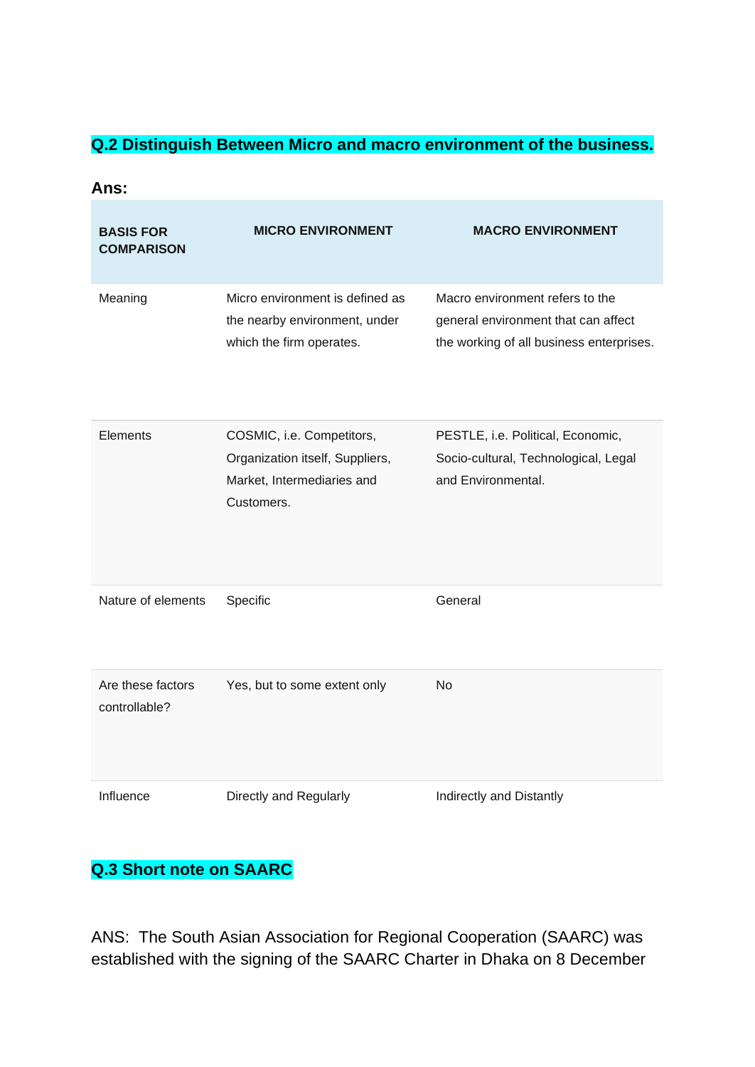## Q.2 Distinguish Between Micro and macro environment of the business.

**Ans:**

| BASIS FOR COMPARISON | MICRO ENVIRONMENT | MACRO ENVIRONMENT |
|---|---|---|
| Meaning | Micro environment is defined as the nearby environment, under which the firm operates. | Macro environment refers to the general environment that can affect the working of all business enterprises. |
| Elements | COSMIC, i.e. Competitors, Organization itself, Suppliers, Market, Intermediaries and Customers. | PESTLE, i.e. Political, Economic, Socio-cultural, Technological, Legal and Environmental. |
| Nature of elements | Specific | General |
| Are these factors controllable? | Yes, but to some extent only | No |
| Influence | Directly and Regularly | Indirectly and Distantly |

## Q.3 Short note on SAARC

ANS: The South Asian Association for Regional Cooperation (SAARC) was established with the signing of the SAARC Charter in Dhaka on 8 December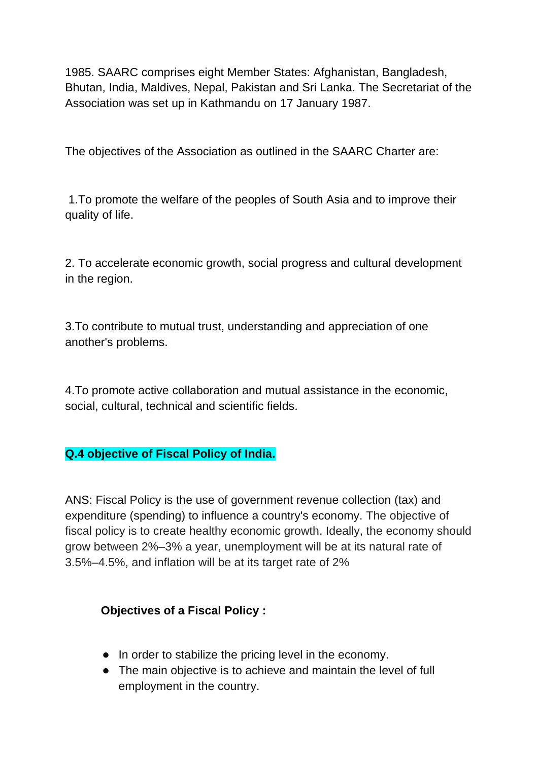1985. SAARC comprises eight Member States: Afghanistan, Bangladesh, Bhutan, India, Maldives, Nepal, Pakistan and Sri Lanka. The Secretariat of the Association was set up in Kathmandu on 17 January 1987.

The objectives of the Association as outlined in the SAARC Charter are:

1.To promote the welfare of the peoples of South Asia and to improve their quality of life.

2. To accelerate economic growth, social progress and cultural development in the region.

3.To contribute to mutual trust, understanding and appreciation of one another's problems.

4.To promote active collaboration and mutual assistance in the economic, social, cultural, technical and scientific fields.

**Q.4 objective of Fiscal Policy of India.**

ANS: Fiscal Policy is the use of government revenue collection (tax) and expenditure (spending) to influence a country's economy. The objective of fiscal policy is to create healthy economic growth. Ideally, the economy should grow between 2%–3% a year, unemployment will be at its natural rate of 3.5%–4.5%, and inflation will be at its target rate of 2%

**Objectives of a Fiscal Policy :**

- In order to stabilize the pricing level in the economy.
- The main objective is to achieve and maintain the level of full employment in the country.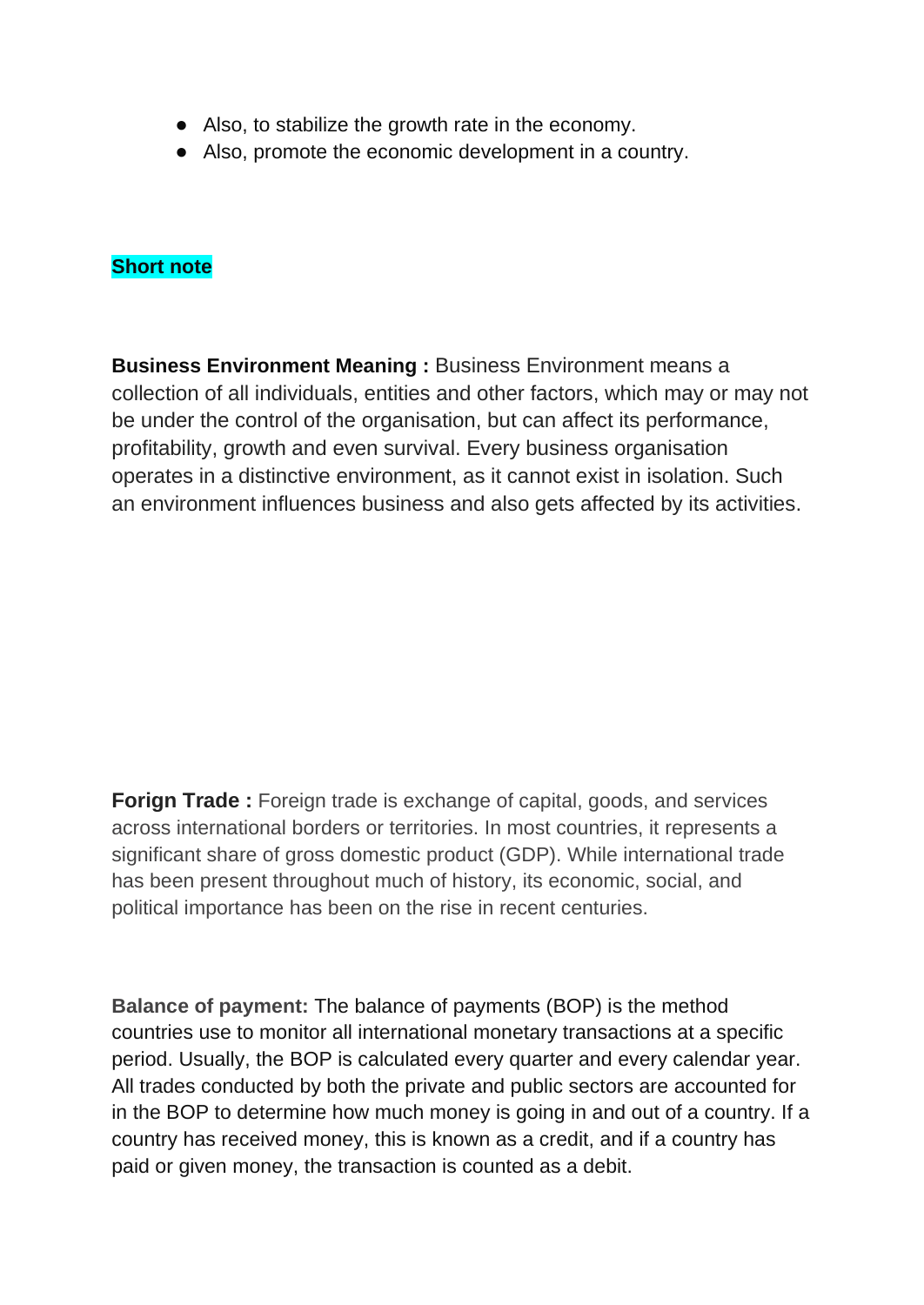- Also, to stabilize the growth rate in the economy.
- Also, promote the economic development in a country.

**Short note**

**Business Environment Meaning :** Business Environment means a collection of all individuals, entities and other factors, which may or may not be under the control of the organisation, but can affect its performance, profitability, growth and even survival. Every business organisation operates in a distinctive environment, as it cannot exist in isolation. Such an environment influences business and also gets affected by its activities.

**Forign Trade :** Foreign trade is exchange of capital, goods, and services across international borders or territories. In most countries, it represents a significant share of gross domestic product (GDP). While international trade has been present throughout much of history, its economic, social, and political importance has been on the rise in recent centuries.

**Balance of payment:** The balance of payments (BOP) is the method countries use to monitor all international monetary transactions at a specific period. Usually, the BOP is calculated every quarter and every calendar year. All trades conducted by both the private and public sectors are accounted for in the BOP to determine how much money is going in and out of a country. If a country has received money, this is known as a credit, and if a country has paid or given money, the transaction is counted as a debit.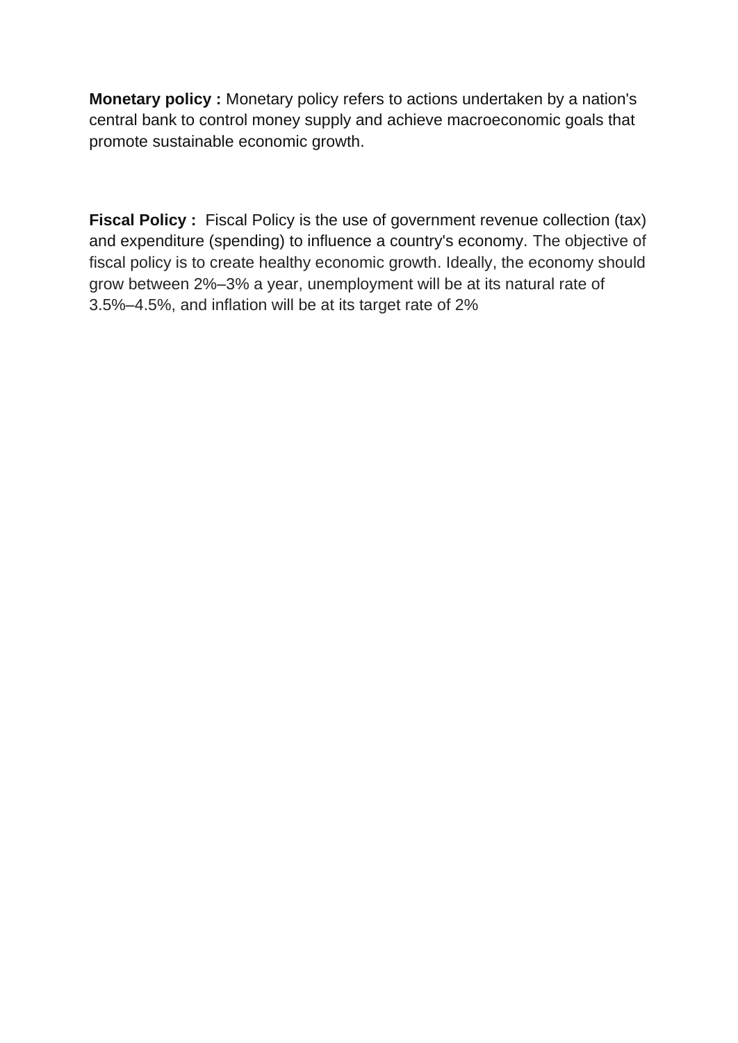**Monetary policy :** Monetary policy refers to actions undertaken by a nation's central bank to control money supply and achieve macroeconomic goals that promote sustainable economic growth.

**Fiscal Policy :** Fiscal Policy is the use of government revenue collection (tax) and expenditure (spending) to influence a country's economy. The objective of fiscal policy is to create healthy economic growth. Ideally, the economy should grow between 2%–3% a year, unemployment will be at its natural rate of 3.5%–4.5%, and inflation will be at its target rate of 2%